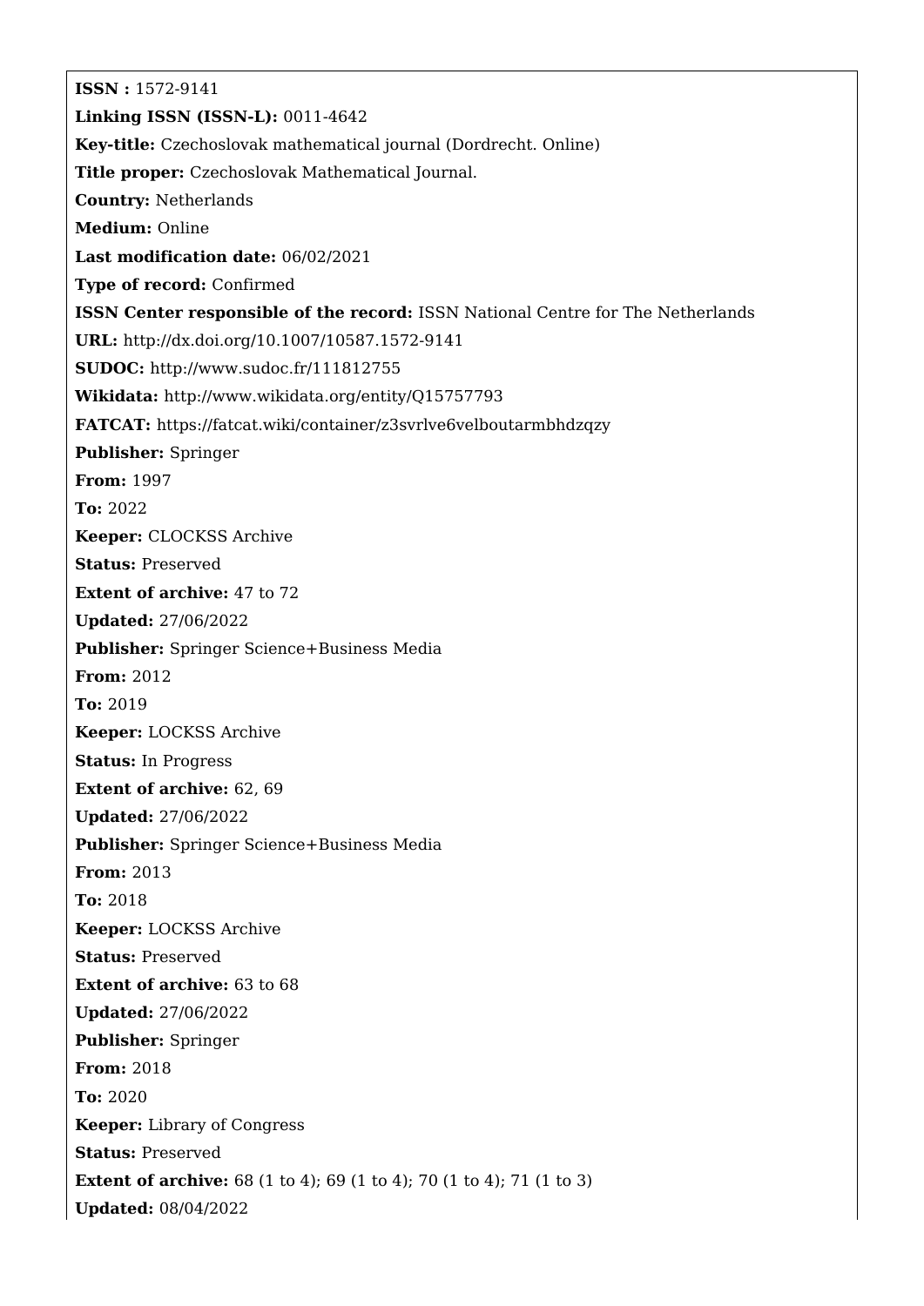**ISSN :** 1572-9141

**Linking ISSN (ISSN-L):** 0011-4642

**Key-title:** Czechoslovak mathematical journal (Dordrecht. Online)

**Title proper:** Czechoslovak Mathematical Journal.

**Country:** Netherlands

**Medium:** Online

**Last modification date:** 06/02/2021

**Type of record:** Confirmed

**ISSN Center responsible of the record:** ISSN National Centre for The Netherlands

**URL:** http://dx.doi.org/10.1007/10587.1572-9141

**SUDOC:** http://www.sudoc.fr/111812755

**Wikidata:** http://www.wikidata.org/entity/Q15757793

**FATCAT:** https://fatcat.wiki/container/z3svrlve6velboutarmbhdzqzy

**Publisher:** Springer

**From:** 1997

**To:** 2022

**Keeper:** CLOCKSS Archive

**Status:** Preserved

**Extent of archive:** 47 to 72

**Updated:** 27/06/2022

**Publisher:** Springer Science+Business Media

**From:** 2012

**To:** 2019

**Keeper:** LOCKSS Archive

**Status:** In Progress

**Extent of archive:** 62, 69

**Updated:** 27/06/2022

**Publisher:** Springer Science+Business Media

**From:** 2013

**To:** 2018

**Keeper:** LOCKSS Archive

**Status:** Preserved

**Extent of archive:** 63 to 68

**Updated:** 27/06/2022

**Publisher:** Springer

**From:** 2018

**To:** 2020

**Keeper:** Library of Congress

**Status:** Preserved

**Extent of archive:** 68 (1 to 4); 69 (1 to 4); 70 (1 to 4); 71 (1 to 3)

**Updated:** 08/04/2022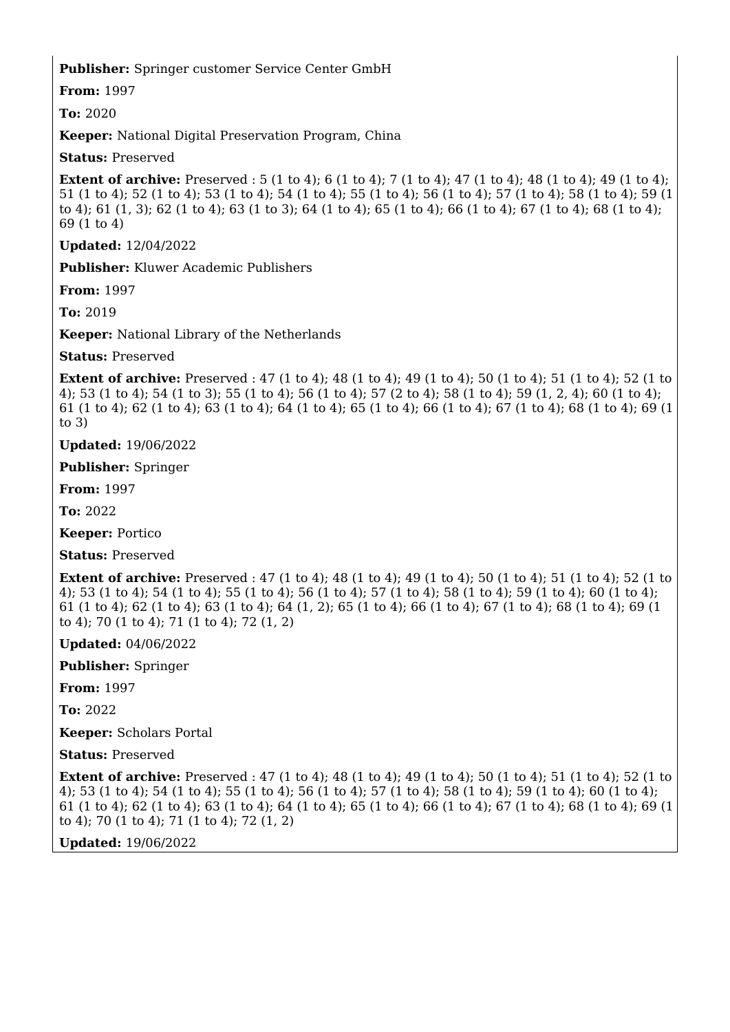**Publisher:** Springer customer Service Center GmbH

**From:** 1997

**To:** 2020

**Keeper:** National Digital Preservation Program, China

**Status:** Preserved

**Extent of archive:** Preserved : 5 (1 to 4); 6 (1 to 4); 7 (1 to 4); 47 (1 to 4); 48 (1 to 4); 49 (1 to 4); 51 (1 to 4); 52 (1 to 4); 53 (1 to 4); 54 (1 to 4); 55 (1 to 4); 56 (1 to 4); 57 (1 to 4); 58 (1 to 4); 59 (1 to 4); 61 (1, 3); 62 (1 to 4); 63 (1 to 3); 64 (1 to 4); 65 (1 to 4); 66 (1 to 4); 67 (1 to 4); 68 (1 to 4); 69 (1 to 4)

**Updated:** 12/04/2022

**Publisher:** Kluwer Academic Publishers

**From:** 1997

**To:** 2019

**Keeper:** National Library of the Netherlands

**Status:** Preserved

**Extent of archive:** Preserved : 47 (1 to 4); 48 (1 to 4); 49 (1 to 4); 50 (1 to 4); 51 (1 to 4); 52 (1 to 4); 53 (1 to 4); 54 (1 to 3); 55 (1 to 4); 56 (1 to 4); 57 (2 to 4); 58 (1 to 4); 59 (1, 2, 4); 60 (1 to 4); 61 (1 to 4); 62 (1 to 4); 63 (1 to 4); 64 (1 to 4); 65 (1 to 4); 66 (1 to 4); 67 (1 to 4); 68 (1 to 4); 69 (1 to 3)

**Updated:** 19/06/2022

**Publisher:** Springer

**From:** 1997

**To:** 2022

**Keeper:** Portico

**Status:** Preserved

**Extent of archive:** Preserved : 47 (1 to 4); 48 (1 to 4); 49 (1 to 4); 50 (1 to 4); 51 (1 to 4); 52 (1 to 4); 53 (1 to 4); 54 (1 to 4); 55 (1 to 4); 56 (1 to 4); 57 (1 to 4); 58 (1 to 4); 59 (1 to 4); 60 (1 to 4); 61 (1 to 4); 62 (1 to 4); 63 (1 to 4); 64 (1, 2); 65 (1 to 4); 66 (1 to 4); 67 (1 to 4); 68 (1 to 4); 69 (1 to 4); 70 (1 to 4); 71 (1 to 4); 72 (1, 2)

**Updated:** 04/06/2022

**Publisher:** Springer

**From:** 1997

**To:** 2022

**Keeper:** Scholars Portal

**Status:** Preserved

**Extent of archive:** Preserved : 47 (1 to 4); 48 (1 to 4); 49 (1 to 4); 50 (1 to 4); 51 (1 to 4); 52 (1 to 4); 53 (1 to 4); 54 (1 to 4); 55 (1 to 4); 56 (1 to 4); 57 (1 to 4); 58 (1 to 4); 59 (1 to 4); 60 (1 to 4); 61 (1 to 4); 62 (1 to 4); 63 (1 to 4); 64 (1 to 4); 65 (1 to 4); 66 (1 to 4); 67 (1 to 4); 68 (1 to 4); 69 (1 to 4); 70 (1 to 4); 71 (1 to 4); 72 (1, 2)

**Updated:** 19/06/2022